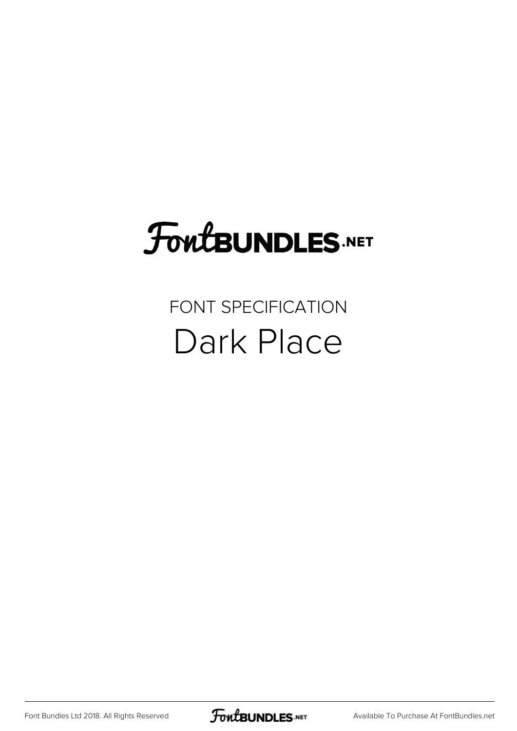# FontBUNDLES.NET

## FONT SPECIFICATION

# Dark Place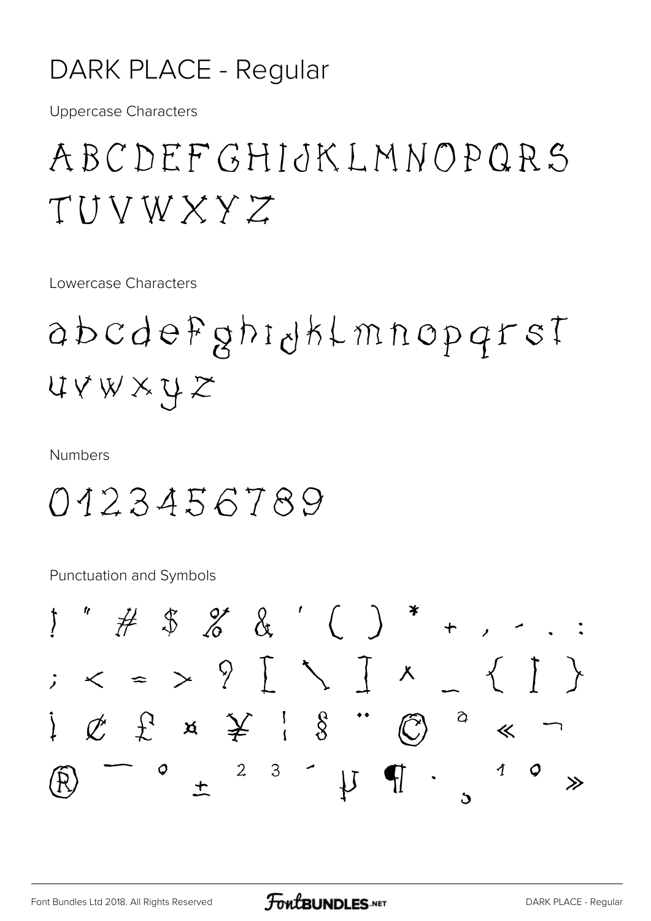# DARK PLACE - Regular

Uppercase Characters

ABCDEFGHIJKLMNOPQRS TUVWXYZ

Lowercase Characters

abcdefghijklmnopqrst uvwxyz

Numbers

0123456789

Punctuation and Symbols

! " # $ % & ' ( ) * + , - . :

; < = > ? [ \ ] ^ _ { | }

¡ ¢ £ ¤ ¥ ¦ § ¨ © ª « ¬

® ¯ ° ± ² ³ ´ µ ¶ · ¸ ¹ º »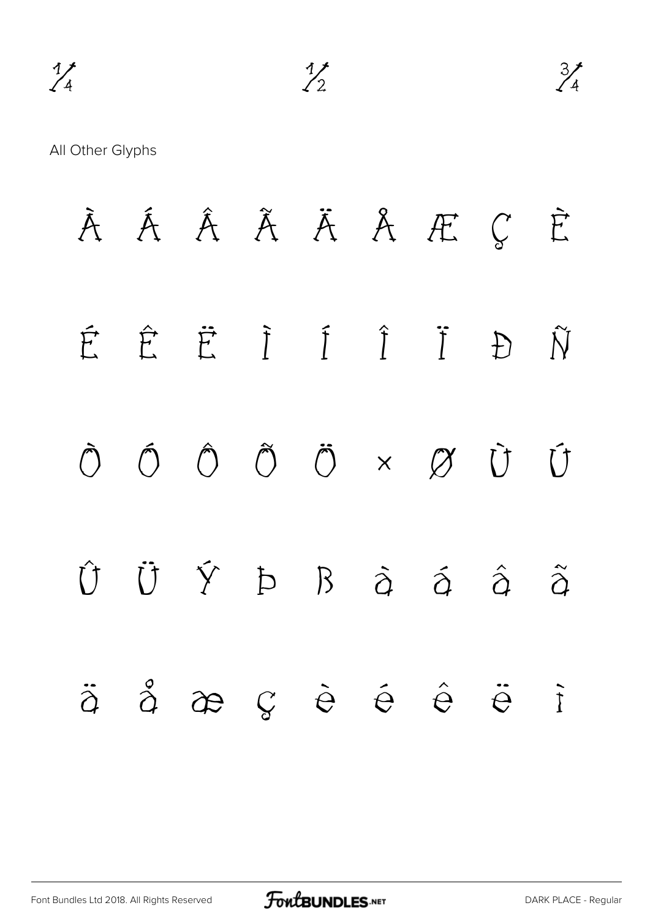¼ ½ ¾

All Other Glyphs

À Á Â Ã Ä Å Æ Ç È

É Ê Ë Ì Í Î Ï Ð Ñ

Ò Ó Ô Õ Ö × Ø Ù Ú

Û Ü Ý Þ ß à á â ã

ä å æ ç è é ê ë ì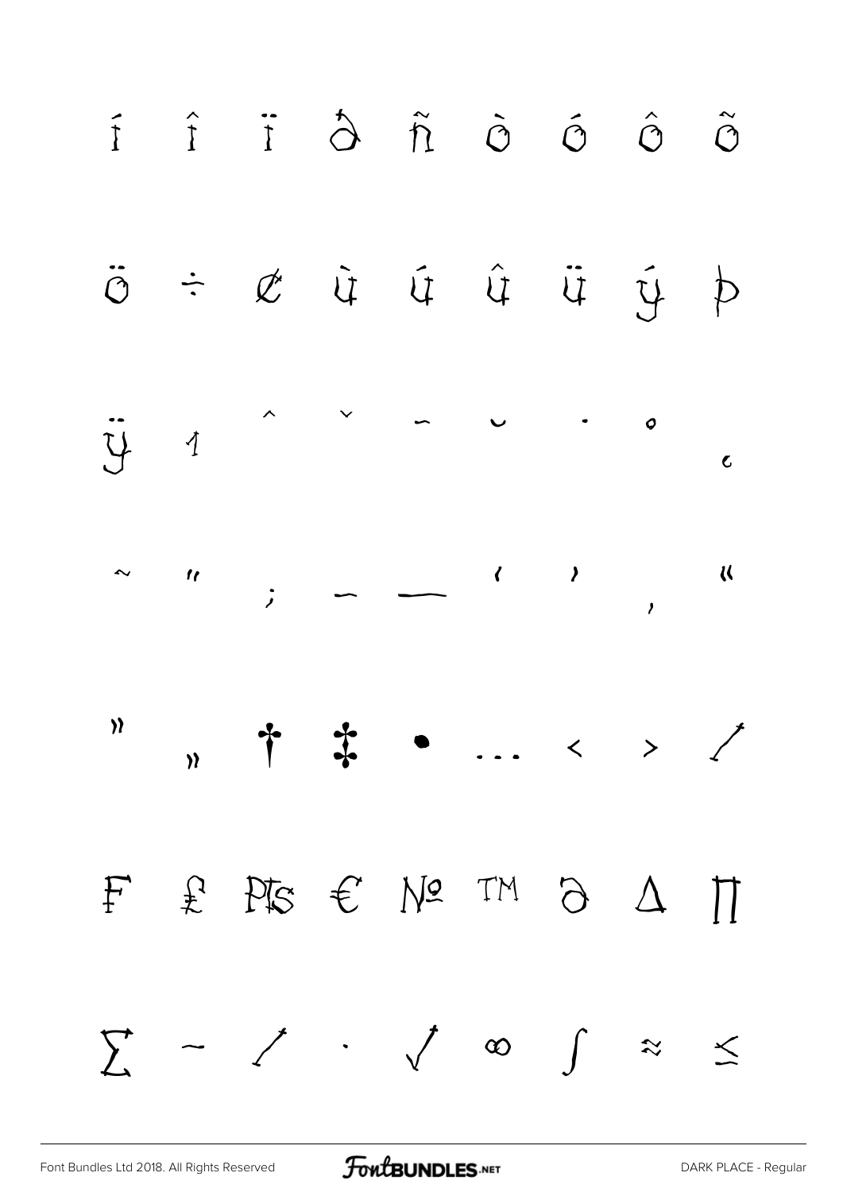í î ï ð ñ ò ó ô õ

ö ÷ ø ù ú û ü ý þ

ÿ ı ˆ ˇ ˉ ˘ ˙ ˚ ¸

˜ ˝ ; – — ‘ ’ ‚ “

” „ † ‡ • … ‹ › ⁄

₣ ₤ ₧ € № ™ ∂ ∆ ∏

∑ − ∕ ∙ √ ∞ ∫ ≈ ≤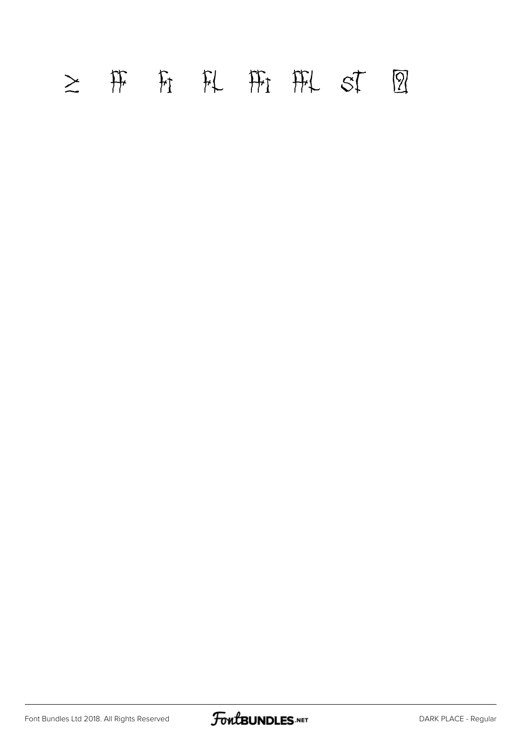≥ ﬀ ﬁ ﬂ ﬃ ﬄ ﬆ